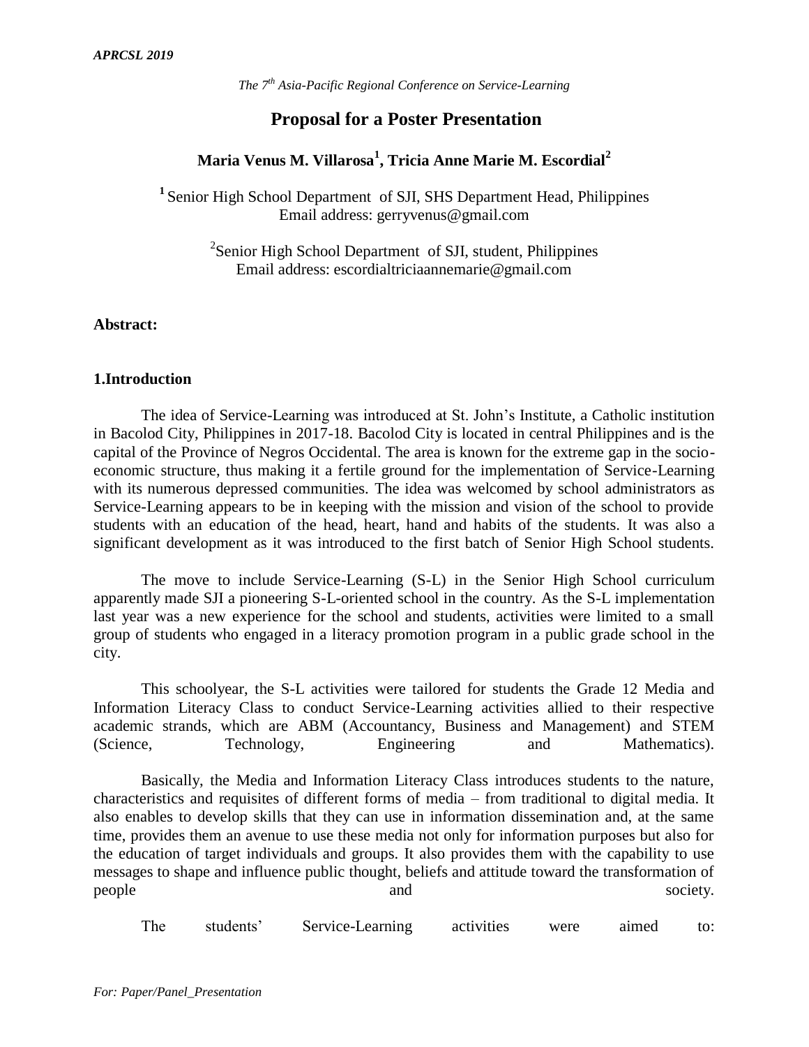*The 7th Asia-Pacific Regional Conference on Service-Learning*

# Proposal for a Poster Presentation

**Maria Venus M. Villarosa[1], Tricia Anne Marie M. Escordial[2]**

[1] Senior High School Department of SJI, SHS Department Head, Philippines
Email address: gerryvenus@gmail.com

[2] Senior High School Department of SJI, student, Philippines
Email address: escordialtriciaannemarie@gmail.com

**Abstract:**

## 1.Introduction

The idea of Service-Learning was introduced at St. John's Institute, a Catholic institution in Bacolod City, Philippines in 2017-18. Bacolod City is located in central Philippines and is the capital of the Province of Negros Occidental. The area is known for the extreme gap in the socio-economic structure, thus making it a fertile ground for the implementation of Service-Learning with its numerous depressed communities. The idea was welcomed by school administrators as Service-Learning appears to be in keeping with the mission and vision of the school to provide students with an education of the head, heart, hand and habits of the students. It was also a significant development as it was introduced to the first batch of Senior High School students.

The move to include Service-Learning (S-L) in the Senior High School curriculum apparently made SJI a pioneering S-L-oriented school in the country. As the S-L implementation last year was a new experience for the school and students, activities were limited to a small group of students who engaged in a literacy promotion program in a public grade school in the city.

This schoolyear, the S-L activities were tailored for students the Grade 12 Media and Information Literacy Class to conduct Service-Learning activities allied to their respective academic strands, which are ABM (Accountancy, Business and Management) and STEM (Science, Technology, Engineering and Mathematics).

Basically, the Media and Information Literacy Class introduces students to the nature, characteristics and requisites of different forms of media – from traditional to digital media. It also enables to develop skills that they can use in information dissemination and, at the same time, provides them an avenue to use these media not only for information purposes but also for the education of target individuals and groups. It also provides them with the capability to use messages to shape and influence public thought, beliefs and attitude toward the transformation of people and society.

The students' Service-Learning activities were aimed to: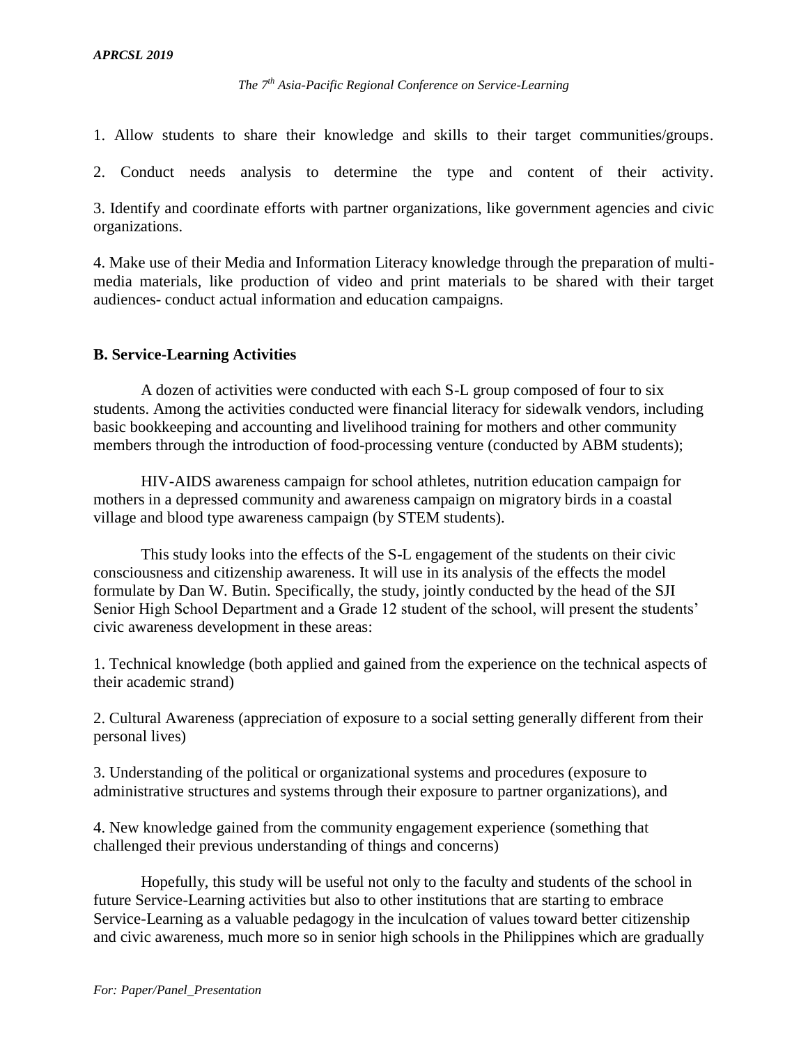1. Allow students to share their knowledge and skills to their target communities/groups.

2. Conduct needs analysis to determine the type and content of their activity.

3. Identify and coordinate efforts with partner organizations, like government agencies and civic organizations.

4. Make use of their Media and Information Literacy knowledge through the preparation of multi-media materials, like production of video and print materials to be shared with their target audiences- conduct actual information and education campaigns.

### B. Service-Learning Activities

A dozen of activities were conducted with each S-L group composed of four to six students. Among the activities conducted were financial literacy for sidewalk vendors, including basic bookkeeping and accounting and livelihood training for mothers and other community members through the introduction of food-processing venture (conducted by ABM students);

HIV-AIDS awareness campaign for school athletes, nutrition education campaign for mothers in a depressed community and awareness campaign on migratory birds in a coastal village and blood type awareness campaign (by STEM students).

This study looks into the effects of the S-L engagement of the students on their civic consciousness and citizenship awareness. It will use in its analysis of the effects the model formulate by Dan W. Butin. Specifically, the study, jointly conducted by the head of the SJI Senior High School Department and a Grade 12 student of the school, will present the students' civic awareness development in these areas:

1. Technical knowledge (both applied and gained from the experience on the technical aspects of their academic strand)

2. Cultural Awareness (appreciation of exposure to a social setting generally different from their personal lives)

3. Understanding of the political or organizational systems and procedures (exposure to administrative structures and systems through their exposure to partner organizations), and

4. New knowledge gained from the community engagement experience (something that challenged their previous understanding of things and concerns)

Hopefully, this study will be useful not only to the faculty and students of the school in future Service-Learning activities but also to other institutions that are starting to embrace Service-Learning as a valuable pedagogy in the inculcation of values toward better citizenship and civic awareness, much more so in senior high schools in the Philippines which are gradually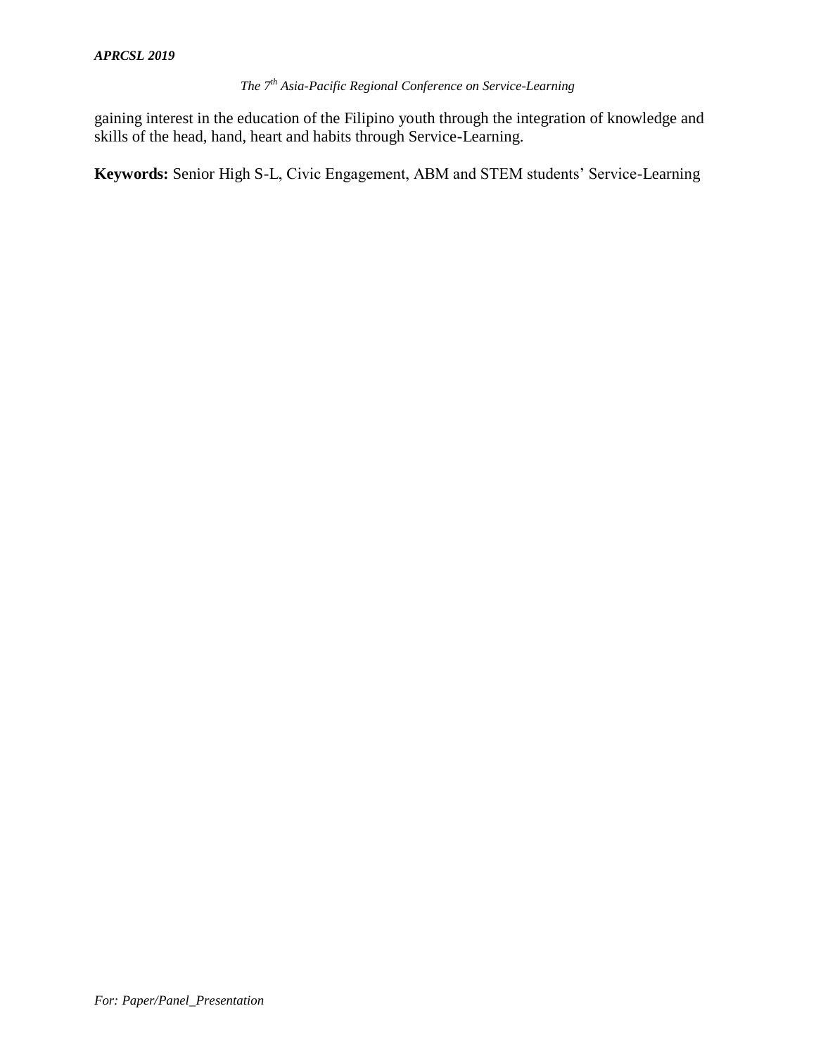gaining interest in the education of the Filipino youth through the integration of knowledge and skills of the head, hand, heart and habits through Service-Learning.

**Keywords:** Senior High S-L, Civic Engagement, ABM and STEM students' Service-Learning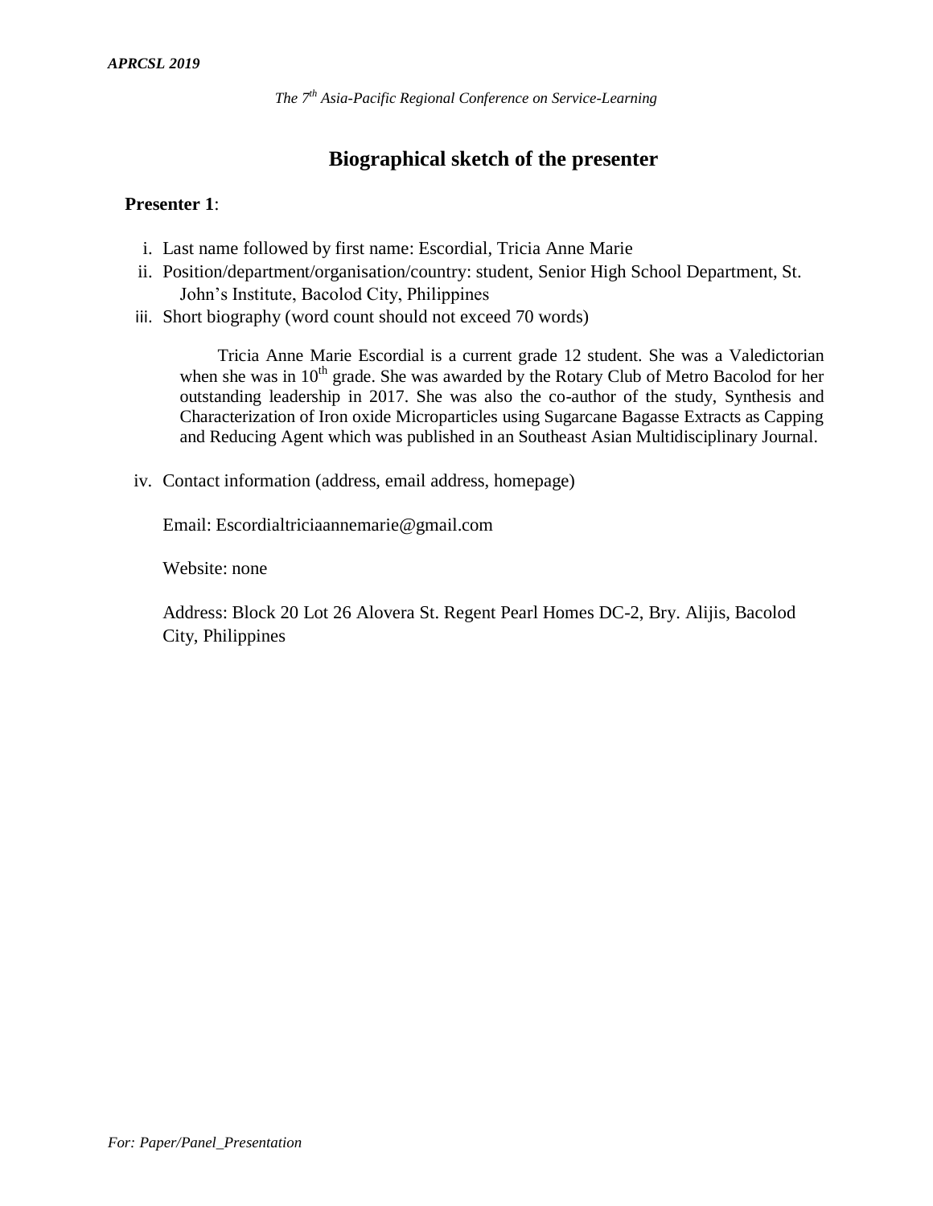## Biographical sketch of the presenter

**Presenter 1**:

i. Last name followed by first name: Escordial, Tricia Anne Marie

ii. Position/department/organisation/country: student, Senior High School Department, St. John's Institute, Bacolod City, Philippines

iii. Short biography (word count should not exceed 70 words)

Tricia Anne Marie Escordial is a current grade 12 student. She was a Valedictorian when she was in 10th grade. She was awarded by the Rotary Club of Metro Bacolod for her outstanding leadership in 2017. She was also the co-author of the study, Synthesis and Characterization of Iron oxide Microparticles using Sugarcane Bagasse Extracts as Capping and Reducing Agent which was published in an Southeast Asian Multidisciplinary Journal.

iv. Contact information (address, email address, homepage)

Email: Escordialtriciaannemarie@gmail.com

Website: none

Address: Block 20 Lot 26 Alovera St. Regent Pearl Homes DC-2, Bry. Alijis, Bacolod City, Philippines